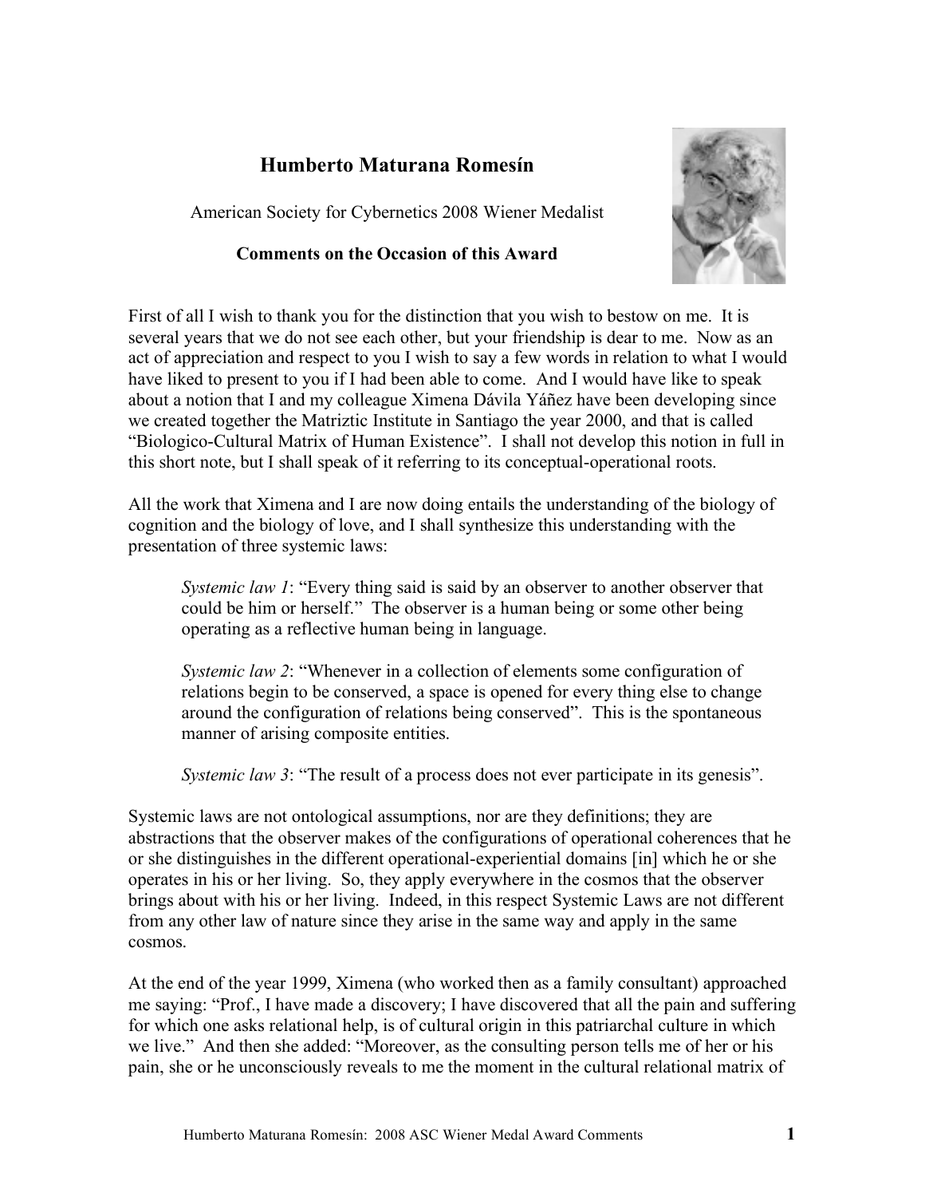# Humberto Maturana Romesín

American Society for Cybernetics 2008 Wiener Medalist

**Comments on the Occasion of this Award**

First of all I wish to thank you for the distinction that you wish to bestow on me. It is several years that we do not see each other, but your friendship is dear to me. Now as an act of appreciation and respect to you I wish to say a few words in relation to what I would have liked to present to you if I had been able to come. And I would have like to speak about a notion that I and my colleague Ximena Dávila Yáñez have been developing since we created together the Matriztic Institute in Santiago the year 2000, and that is called "Biologico-Cultural Matrix of Human Existence". I shall not develop this notion in full in this short note, but I shall speak of it referring to its conceptual-operational roots.

All the work that Ximena and I are now doing entails the understanding of the biology of cognition and the biology of love, and I shall synthesize this understanding with the presentation of three systemic laws:

> *Systemic law 1*: "Every thing said is said by an observer to another observer that could be him or herself." The observer is a human being or some other being operating as a reflective human being in language.
>
> *Systemic law 2*: "Whenever in a collection of elements some configuration of relations begin to be conserved, a space is opened for every thing else to change around the configuration of relations being conserved". This is the spontaneous manner of arising composite entities.
>
> *Systemic law 3*: "The result of a process does not ever participate in its genesis".

Systemic laws are not ontological assumptions, nor are they definitions; they are abstractions that the observer makes of the configurations of operational coherences that he or she distinguishes in the different operational-experiential domains [in] which he or she operates in his or her living. So, they apply everywhere in the cosmos that the observer brings about with his or her living. Indeed, in this respect Systemic Laws are not different from any other law of nature since they arise in the same way and apply in the same cosmos.

At the end of the year 1999, Ximena (who worked then as a family consultant) approached me saying: "Prof., I have made a discovery; I have discovered that all the pain and suffering for which one asks relational help, is of cultural origin in this patriarchal culture in which we live." And then she added: "Moreover, as the consulting person tells me of her or his pain, she or he unconsciously reveals to me the moment in the cultural relational matrix of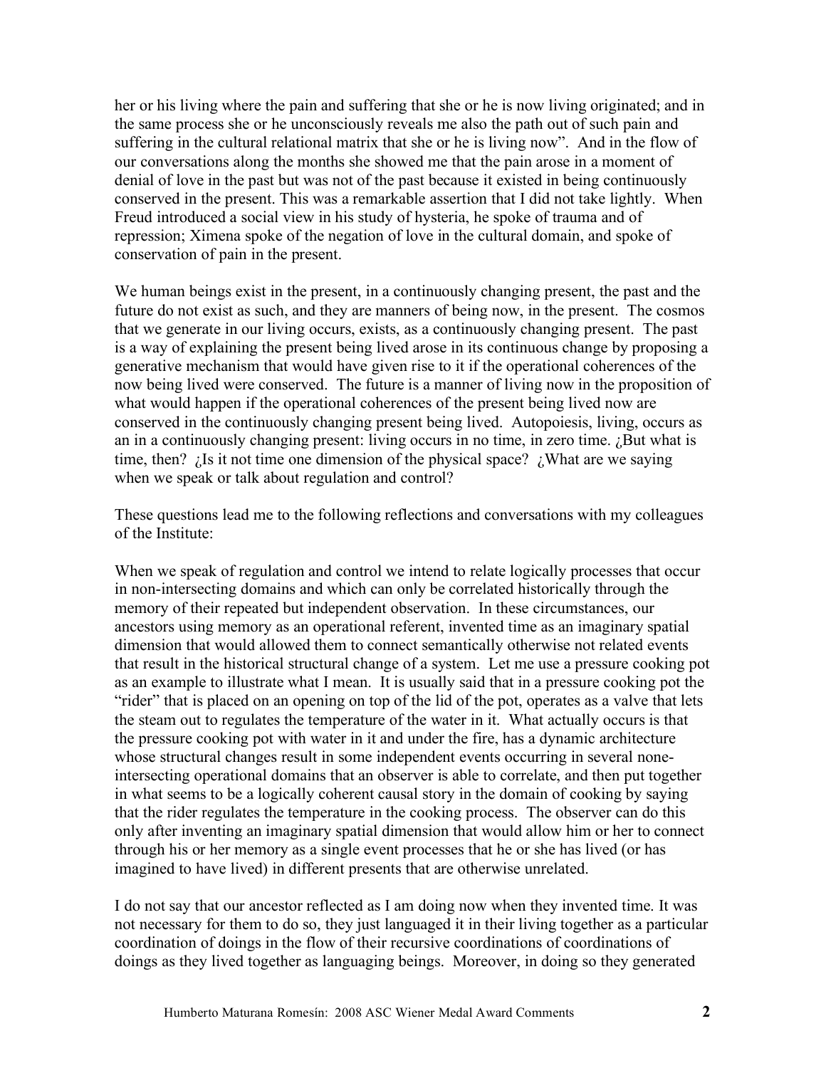her or his living where the pain and suffering that she or he is now living originated; and in the same process she or he unconsciously reveals me also the path out of such pain and suffering in the cultural relational matrix that she or he is living now". And in the flow of our conversations along the months she showed me that the pain arose in a moment of denial of love in the past but was not of the past because it existed in being continuously conserved in the present. This was a remarkable assertion that I did not take lightly. When Freud introduced a social view in his study of hysteria, he spoke of trauma and of repression; Ximena spoke of the negation of love in the cultural domain, and spoke of conservation of pain in the present.

We human beings exist in the present, in a continuously changing present, the past and the future do not exist as such, and they are manners of being now, in the present. The cosmos that we generate in our living occurs, exists, as a continuously changing present. The past is a way of explaining the present being lived arose in its continuous change by proposing a generative mechanism that would have given rise to it if the operational coherences of the now being lived were conserved. The future is a manner of living now in the proposition of what would happen if the operational coherences of the present being lived now are conserved in the continuously changing present being lived. Autopoiesis, living, occurs as an in a continuously changing present: living occurs in no time, in zero time. ¿But what is time, then? ¿Is it not time one dimension of the physical space? ¿What are we saying when we speak or talk about regulation and control?

These questions lead me to the following reflections and conversations with my colleagues of the Institute:

When we speak of regulation and control we intend to relate logically processes that occur in non-intersecting domains and which can only be correlated historically through the memory of their repeated but independent observation. In these circumstances, our ancestors using memory as an operational referent, invented time as an imaginary spatial dimension that would allowed them to connect semantically otherwise not related events that result in the historical structural change of a system. Let me use a pressure cooking pot as an example to illustrate what I mean. It is usually said that in a pressure cooking pot the "rider" that is placed on an opening on top of the lid of the pot, operates as a valve that lets the steam out to regulates the temperature of the water in it. What actually occurs is that the pressure cooking pot with water in it and under the fire, has a dynamic architecture whose structural changes result in some independent events occurring in several none-intersecting operational domains that an observer is able to correlate, and then put together in what seems to be a logically coherent causal story in the domain of cooking by saying that the rider regulates the temperature in the cooking process. The observer can do this only after inventing an imaginary spatial dimension that would allow him or her to connect through his or her memory as a single event processes that he or she has lived (or has imagined to have lived) in different presents that are otherwise unrelated.

I do not say that our ancestor reflected as I am doing now when they invented time. It was not necessary for them to do so, they just languaged it in their living together as a particular coordination of doings in the flow of their recursive coordinations of coordinations of doings as they lived together as languaging beings. Moreover, in doing so they generated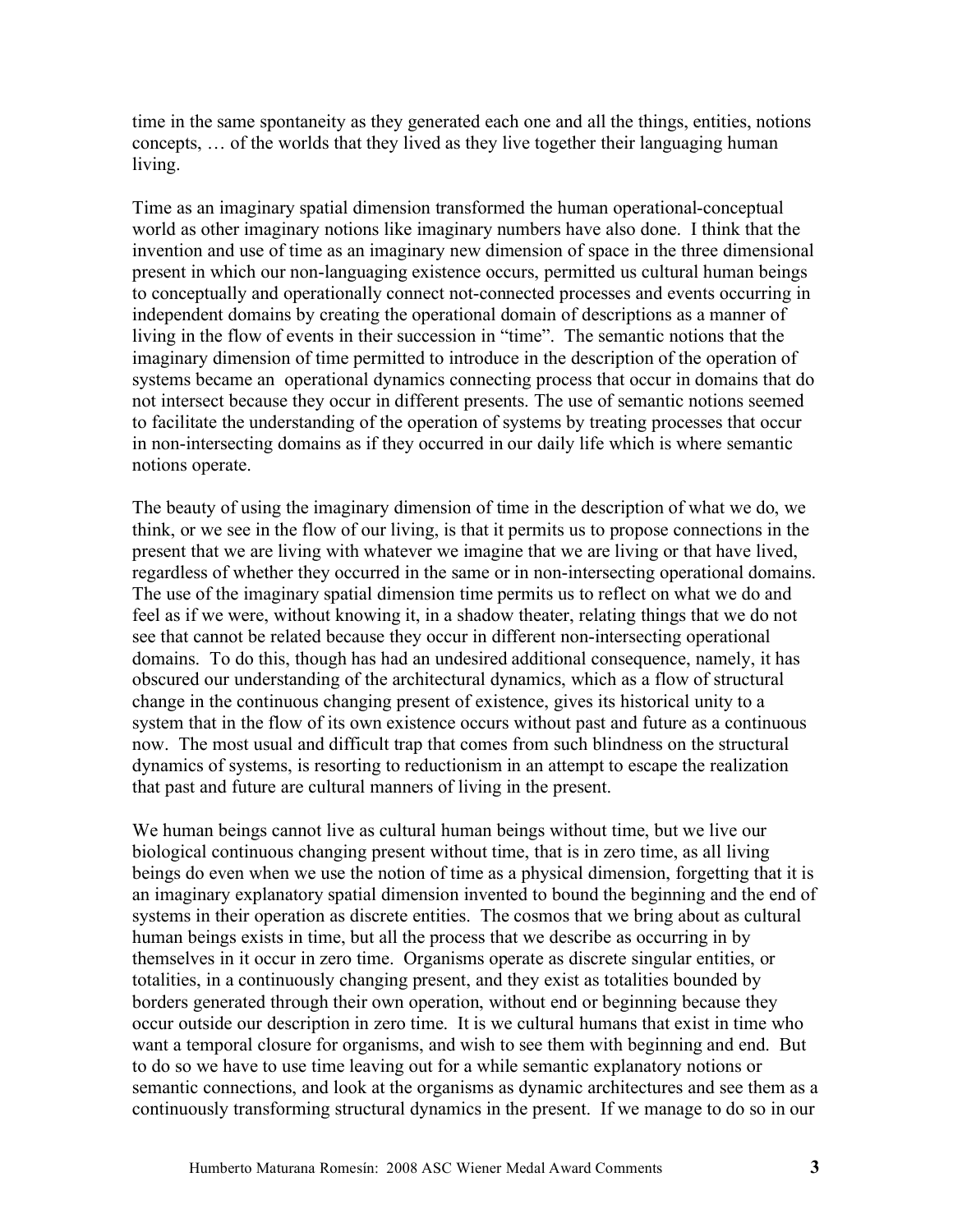time in the same spontaneity as they generated each one and all the things, entities, notions concepts, … of the worlds that they lived as they live together their languaging human living.

Time as an imaginary spatial dimension transformed the human operational-conceptual world as other imaginary notions like imaginary numbers have also done. I think that the invention and use of time as an imaginary new dimension of space in the three dimensional present in which our non-languaging existence occurs, permitted us cultural human beings to conceptually and operationally connect not-connected processes and events occurring in independent domains by creating the operational domain of descriptions as a manner of living in the flow of events in their succession in "time". The semantic notions that the imaginary dimension of time permitted to introduce in the description of the operation of systems became an operational dynamics connecting process that occur in domains that do not intersect because they occur in different presents. The use of semantic notions seemed to facilitate the understanding of the operation of systems by treating processes that occur in non-intersecting domains as if they occurred in our daily life which is where semantic notions operate.

The beauty of using the imaginary dimension of time in the description of what we do, we think, or we see in the flow of our living, is that it permits us to propose connections in the present that we are living with whatever we imagine that we are living or that have lived, regardless of whether they occurred in the same or in non-intersecting operational domains. The use of the imaginary spatial dimension time permits us to reflect on what we do and feel as if we were, without knowing it, in a shadow theater, relating things that we do not see that cannot be related because they occur in different non-intersecting operational domains. To do this, though has had an undesired additional consequence, namely, it has obscured our understanding of the architectural dynamics, which as a flow of structural change in the continuous changing present of existence, gives its historical unity to a system that in the flow of its own existence occurs without past and future as a continuous now. The most usual and difficult trap that comes from such blindness on the structural dynamics of systems, is resorting to reductionism in an attempt to escape the realization that past and future are cultural manners of living in the present.

We human beings cannot live as cultural human beings without time, but we live our biological continuous changing present without time, that is in zero time, as all living beings do even when we use the notion of time as a physical dimension, forgetting that it is an imaginary explanatory spatial dimension invented to bound the beginning and the end of systems in their operation as discrete entities. The cosmos that we bring about as cultural human beings exists in time, but all the process that we describe as occurring in by themselves in it occur in zero time. Organisms operate as discrete singular entities, or totalities, in a continuously changing present, and they exist as totalities bounded by borders generated through their own operation, without end or beginning because they occur outside our description in zero time. It is we cultural humans that exist in time who want a temporal closure for organisms, and wish to see them with beginning and end. But to do so we have to use time leaving out for a while semantic explanatory notions or semantic connections, and look at the organisms as dynamic architectures and see them as a continuously transforming structural dynamics in the present. If we manage to do so in our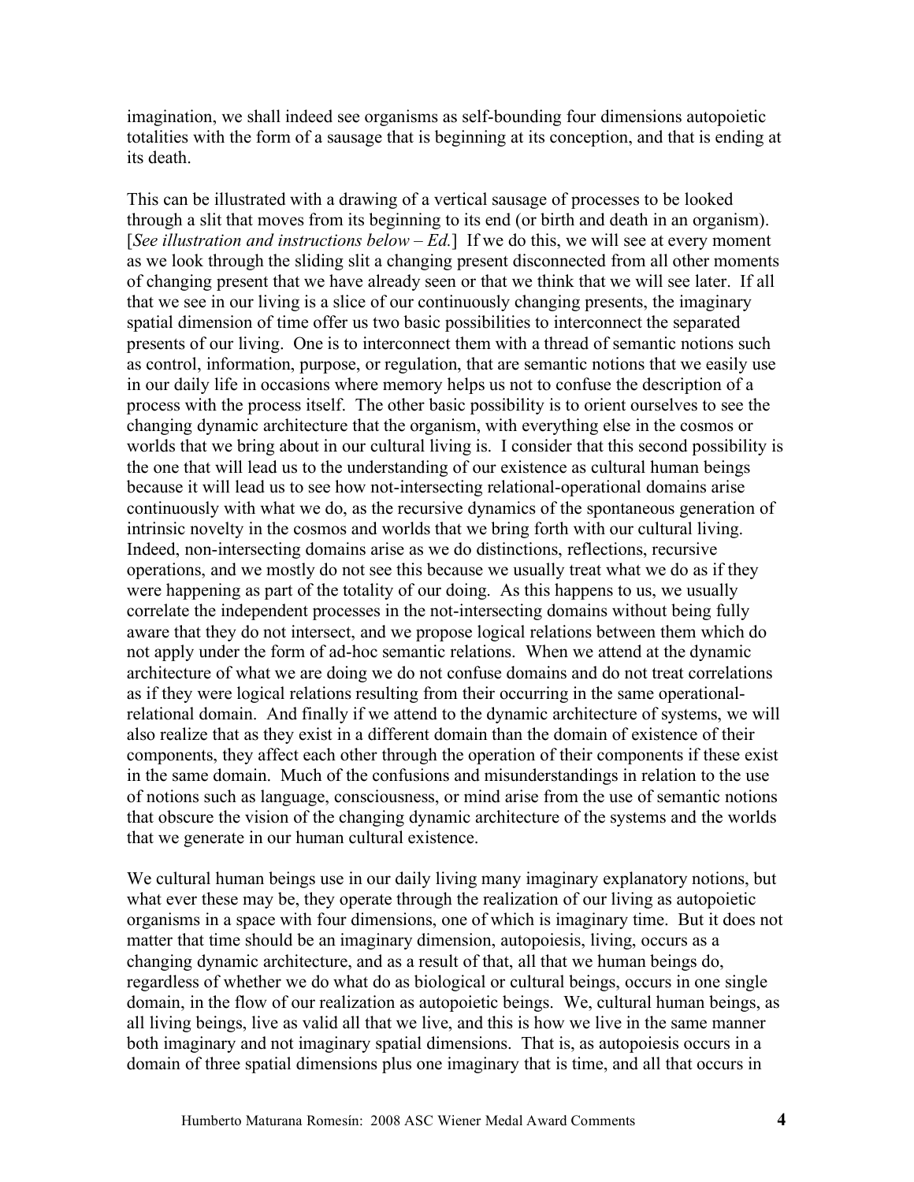imagination, we shall indeed see organisms as self-bounding four dimensions autopoietic totalities with the form of a sausage that is beginning at its conception, and that is ending at its death.

This can be illustrated with a drawing of a vertical sausage of processes to be looked through a slit that moves from its beginning to its end (or birth and death in an organism). [*See illustration and instructions below – Ed.*] If we do this, we will see at every moment as we look through the sliding slit a changing present disconnected from all other moments of changing present that we have already seen or that we think that we will see later. If all that we see in our living is a slice of our continuously changing presents, the imaginary spatial dimension of time offer us two basic possibilities to interconnect the separated presents of our living. One is to interconnect them with a thread of semantic notions such as control, information, purpose, or regulation, that are semantic notions that we easily use in our daily life in occasions where memory helps us not to confuse the description of a process with the process itself. The other basic possibility is to orient ourselves to see the changing dynamic architecture that the organism, with everything else in the cosmos or worlds that we bring about in our cultural living is. I consider that this second possibility is the one that will lead us to the understanding of our existence as cultural human beings because it will lead us to see how not-intersecting relational-operational domains arise continuously with what we do, as the recursive dynamics of the spontaneous generation of intrinsic novelty in the cosmos and worlds that we bring forth with our cultural living. Indeed, non-intersecting domains arise as we do distinctions, reflections, recursive operations, and we mostly do not see this because we usually treat what we do as if they were happening as part of the totality of our doing. As this happens to us, we usually correlate the independent processes in the not-intersecting domains without being fully aware that they do not intersect, and we propose logical relations between them which do not apply under the form of ad-hoc semantic relations. When we attend at the dynamic architecture of what we are doing we do not confuse domains and do not treat correlations as if they were logical relations resulting from their occurring in the same operational-relational domain. And finally if we attend to the dynamic architecture of systems, we will also realize that as they exist in a different domain than the domain of existence of their components, they affect each other through the operation of their components if these exist in the same domain. Much of the confusions and misunderstandings in relation to the use of notions such as language, consciousness, or mind arise from the use of semantic notions that obscure the vision of the changing dynamic architecture of the systems and the worlds that we generate in our human cultural existence.

We cultural human beings use in our daily living many imaginary explanatory notions, but what ever these may be, they operate through the realization of our living as autopoietic organisms in a space with four dimensions, one of which is imaginary time. But it does not matter that time should be an imaginary dimension, autopoiesis, living, occurs as a changing dynamic architecture, and as a result of that, all that we human beings do, regardless of whether we do what do as biological or cultural beings, occurs in one single domain, in the flow of our realization as autopoietic beings. We, cultural human beings, as all living beings, live as valid all that we live, and this is how we live in the same manner both imaginary and not imaginary spatial dimensions. That is, as autopoiesis occurs in a domain of three spatial dimensions plus one imaginary that is time, and all that occurs in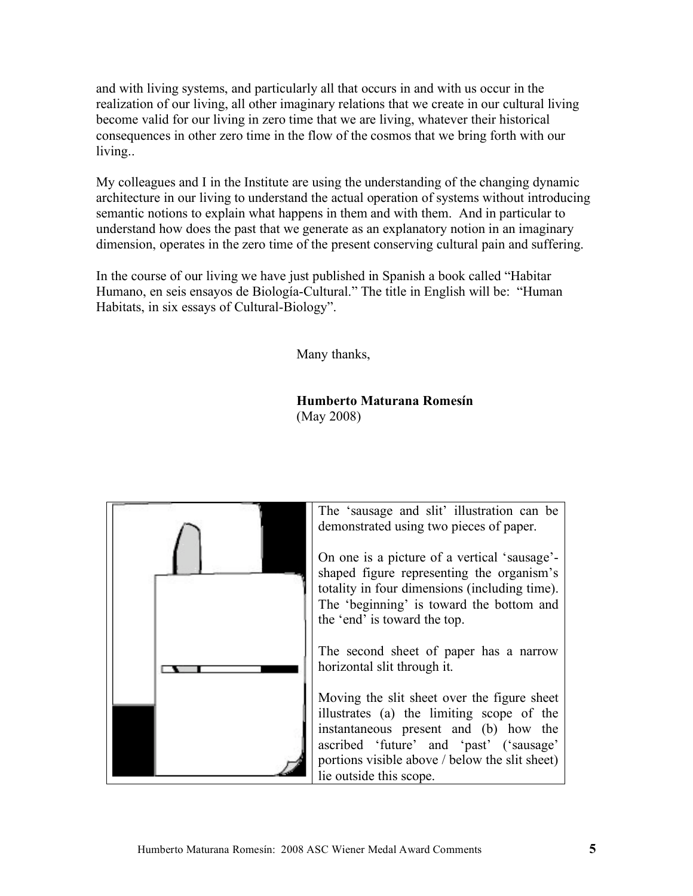and with living systems, and particularly all that occurs in and with us occur in the realization of our living, all other imaginary relations that we create in our cultural living become valid for our living in zero time that we are living, whatever their historical consequences in other zero time in the flow of the cosmos that we bring forth with our living..

My colleagues and I in the Institute are using the understanding of the changing dynamic architecture in our living to understand the actual operation of systems without introducing semantic notions to explain what happens in them and with them. And in particular to understand how does the past that we generate as an explanatory notion in an imaginary dimension, operates in the zero time of the present conserving cultural pain and suffering.

In the course of our living we have just published in Spanish a book called "Habitar Humano, en seis ensayos de Biología-Cultural." The title in English will be: "Human Habitats, in six essays of Cultural-Biology".

Many thanks,

**Humberto Maturana Romesín**
(May 2008)

The 'sausage and slit' illustration can be demonstrated using two pieces of paper.

On one is a picture of a vertical 'sausage'-shaped figure representing the organism's totality in four dimensions (including time). The 'beginning' is toward the bottom and the 'end' is toward the top.

The second sheet of paper has a narrow horizontal slit through it.

Moving the slit sheet over the figure sheet illustrates (a) the limiting scope of the instantaneous present and (b) how the ascribed 'future' and 'past' ('sausage' portions visible above / below the slit sheet) lie outside this scope.